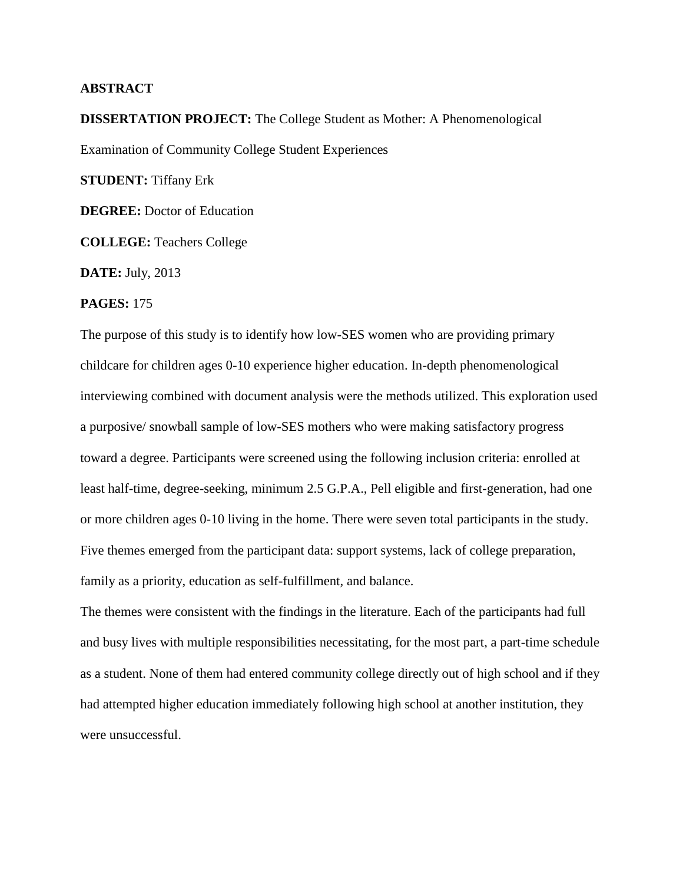## ABSTRACT

**DISSERTATION PROJECT:** The College Student as Mother: A Phenomenological Examination of Community College Student Experiences

**STUDENT:** Tiffany Erk

**DEGREE:** Doctor of Education

**COLLEGE:** Teachers College

**DATE:** July, 2013

**PAGES:** 175

The purpose of this study is to identify how low-SES women who are providing primary childcare for children ages 0-10 experience higher education. In-depth phenomenological interviewing combined with document analysis were the methods utilized. This exploration used a purposive/ snowball sample of low-SES mothers who were making satisfactory progress toward a degree. Participants were screened using the following inclusion criteria: enrolled at least half-time, degree-seeking, minimum 2.5 G.P.A., Pell eligible and first-generation, had one or more children ages 0-10 living in the home. There were seven total participants in the study. Five themes emerged from the participant data: support systems, lack of college preparation, family as a priority, education as self-fulfillment, and balance.

The themes were consistent with the findings in the literature. Each of the participants had full and busy lives with multiple responsibilities necessitating, for the most part, a part-time schedule as a student. None of them had entered community college directly out of high school and if they had attempted higher education immediately following high school at another institution, they were unsuccessful.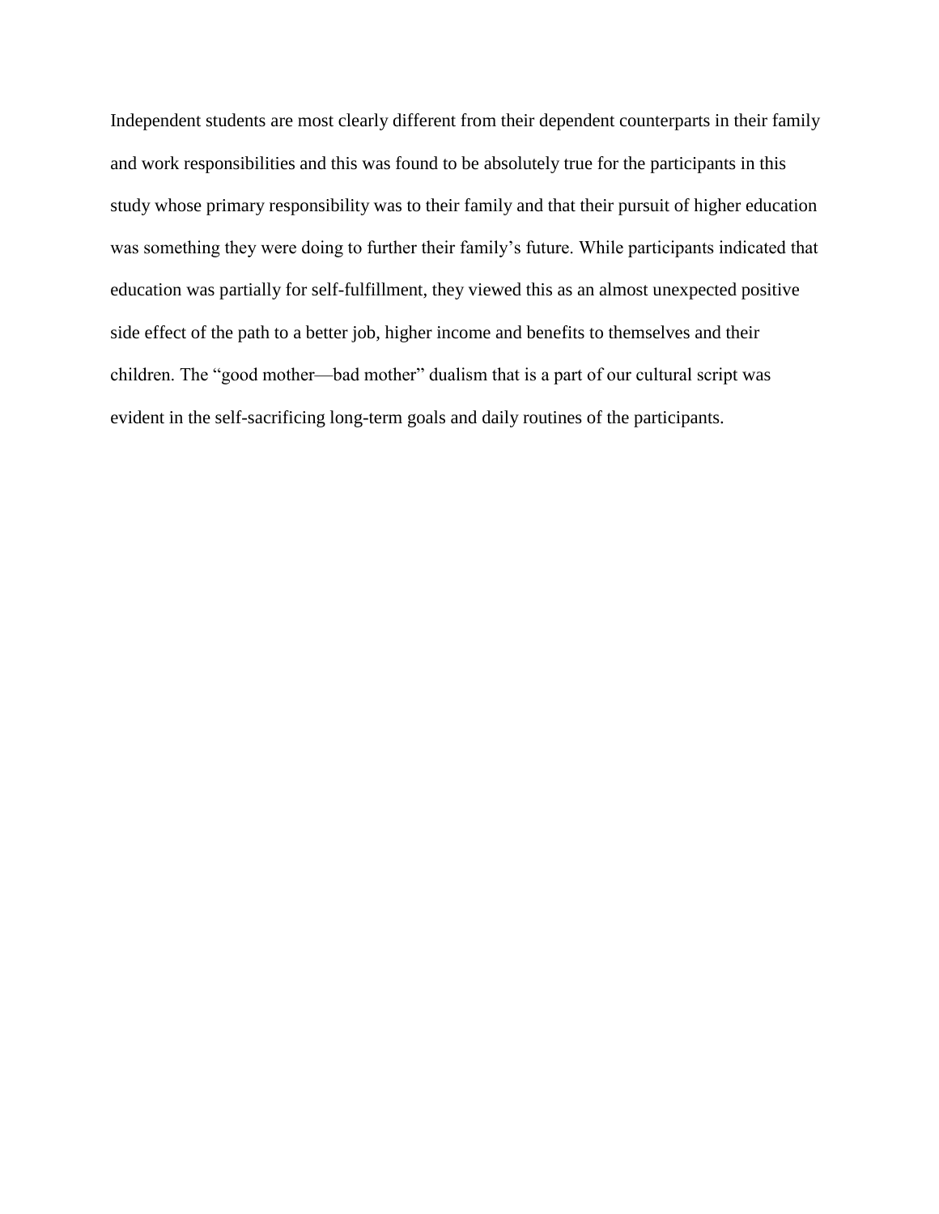Independent students are most clearly different from their dependent counterparts in their family and work responsibilities and this was found to be absolutely true for the participants in this study whose primary responsibility was to their family and that their pursuit of higher education was something they were doing to further their family's future. While participants indicated that education was partially for self-fulfillment, they viewed this as an almost unexpected positive side effect of the path to a better job, higher income and benefits to themselves and their children. The "good mother—bad mother" dualism that is a part of our cultural script was evident in the self-sacrificing long-term goals and daily routines of the participants.